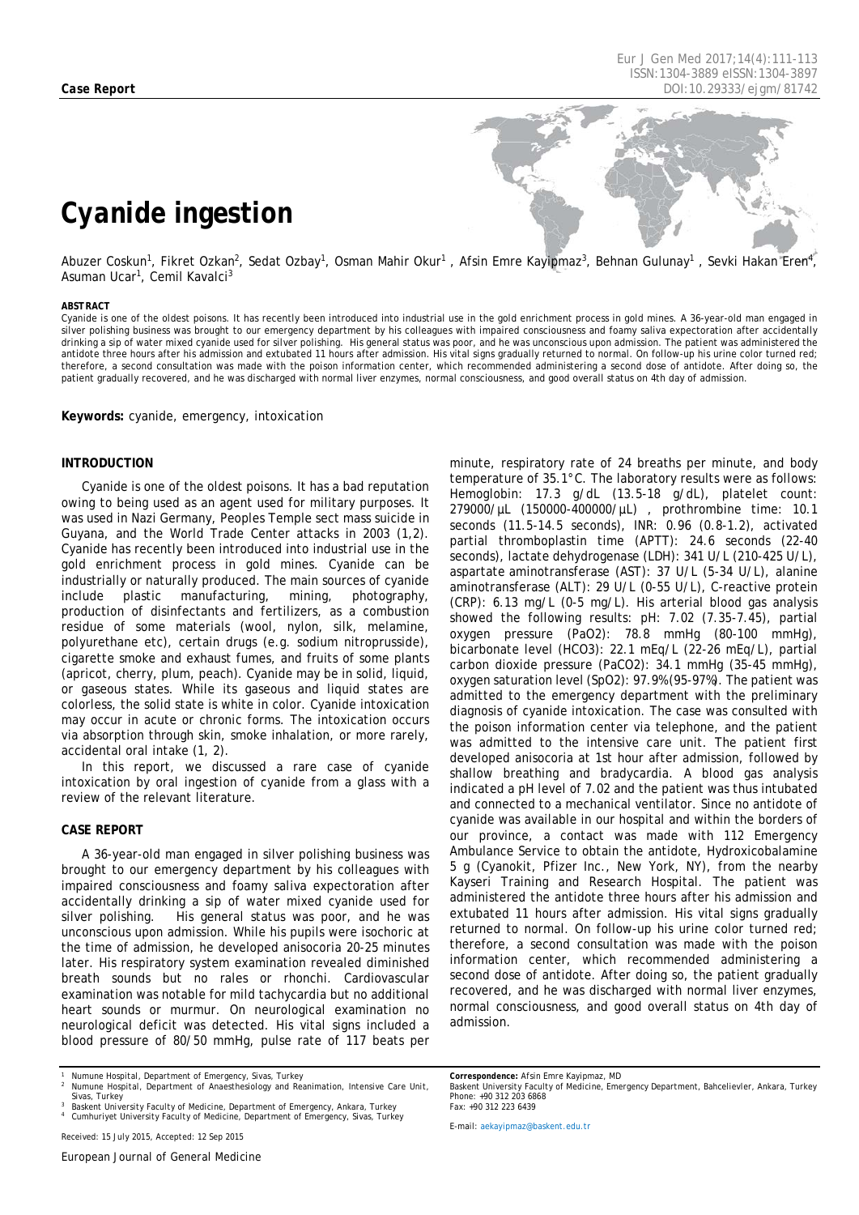**Case Report**

# Cyanide ingestion

Abuzer Coskun[1], Fikret Ozkan[2], Sedat Ozbay[1], Osman Mahir Okur[1] , Afsin Emre Kayipmaz[3], Behnan Gulunay[1] , Sevki Hakan Eren[4], Asuman Ucar[1], Cemil Kavalci[3]

**ABSTRACT**

Cyanide is one of the oldest poisons. It has recently been introduced into industrial use in the gold enrichment process in gold mines. A 36-year-old man engaged in silver polishing business was brought to our emergency department by his colleagues with impaired consciousness and foamy saliva expectoration after accidentally drinking a sip of water mixed cyanide used for silver polishing. His general status was poor, and he was unconscious upon admission. The patient was administered the antidote three hours after his admission and extubated 11 hours after admission. His vital signs gradually returned to normal. On follow-up his urine color turned red; therefore, a second consultation was made with the poison information center, which recommended administering a second dose of antidote. After doing so, the patient gradually recovered, and he was discharged with normal liver enzymes, normal consciousness, and good overall status on 4th day of admission.

**Keywords:** cyanide, emergency, intoxication

## INTRODUCTION

Cyanide is one of the oldest poisons. It has a bad reputation owing to being used as an agent used for military purposes. It was used in Nazi Germany, Peoples Temple sect mass suicide in Guyana, and the World Trade Center attacks in 2003 (1,2). Cyanide has recently been introduced into industrial use in the gold enrichment process in gold mines. Cyanide can be industrially or naturally produced. The main sources of cyanide include plastic manufacturing, mining, photography, production of disinfectants and fertilizers, as a combustion residue of some materials (wool, nylon, silk, melamine, polyurethane etc), certain drugs (e.g. sodium nitroprusside), cigarette smoke and exhaust fumes, and fruits of some plants (apricot, cherry, plum, peach). Cyanide may be in solid, liquid, or gaseous states. While its gaseous and liquid states are colorless, the solid state is white in color. Cyanide intoxication may occur in acute or chronic forms. The intoxication occurs via absorption through skin, smoke inhalation, or more rarely, accidental oral intake (1, 2).

In this report, we discussed a rare case of cyanide intoxication by oral ingestion of cyanide from a glass with a review of the relevant literature.

## CASE REPORT

A 36-year-old man engaged in silver polishing business was brought to our emergency department by his colleagues with impaired consciousness and foamy saliva expectoration after accidentally drinking a sip of water mixed cyanide used for silver polishing. His general status was poor, and he was unconscious upon admission. While his pupils were isochoric at the time of admission, he developed anisocoria 20-25 minutes later. His respiratory system examination revealed diminished breath sounds but no rales or rhonchi. Cardiovascular examination was notable for mild tachycardia but no additional heart sounds or murmur. On neurological examination no neurological deficit was detected. His vital signs included a blood pressure of 80/50 mmHg, pulse rate of 117 beats per minute, respiratory rate of 24 breaths per minute, and body temperature of 35.1°C. The laboratory results were as follows: Hemoglobin: 17.3 g/dL (13.5-18 g/dL), platelet count: 279000/µL (150000-400000/µL) , prothrombine time: 10.1 seconds (11.5-14.5 seconds), INR: 0.96 (0.8-1.2), activated partial thromboplastin time (APTT): 24.6 seconds (22-40 seconds), lactate dehydrogenase (LDH): 341 U/L (210-425 U/L), aspartate aminotransferase (AST): 37 U/L (5-34 U/L), alanine aminotransferase (ALT): 29 U/L (0-55 U/L), C-reactive protein (CRP): 6.13 mg/L (0-5 mg/L). His arterial blood gas analysis showed the following results: pH: 7.02 (7.35-7.45), partial oxygen pressure ($PaO_2$): 78.8 mmHg (80-100 mmHg), bicarbonate level ($HCO_3$): 22.1 mEq/L (22-26 mEq/L), partial carbon dioxide pressure ($PaCO_2$): 34.1 mmHg (35-45 mmHg), oxygen saturation level ($SpO_2$): 97.9%(95-97%). The patient was admitted to the emergency department with the preliminary diagnosis of cyanide intoxication. The case was consulted with the poison information center via telephone, and the patient was admitted to the intensive care unit. The patient first developed anisocoria at 1st hour after admission, followed by shallow breathing and bradycardia. A blood gas analysis indicated a pH level of 7.02 and the patient was thus intubated and connected to a mechanical ventilator. Since no antidote of cyanide was available in our hospital and within the borders of our province, a contact was made with 112 Emergency Ambulance Service to obtain the antidote, Hydroxicobalamine 5 g (Cyanokit, Pfizer Inc., New York, NY), from the nearby Kayseri Training and Research Hospital. The patient was administered the antidote three hours after his admission and extubated 11 hours after admission. His vital signs gradually returned to normal. On follow-up his urine color turned red; therefore, a second consultation was made with the poison information center, which recommended administering a second dose of antidote. After doing so, the patient gradually recovered, and he was discharged with normal liver enzymes, normal consciousness, and good overall status on 4th day of admission.

---

[1] Numune Hospital, Department of Emergency, Sivas, Turkey
[2] Numune Hospital, Department of Anaesthesiology and Reanimation, Intensive Care Unit, Sivas, Turkey
[3] Baskent University Faculty of Medicine, Department of Emergency, Ankara, Turkey
[4] Cumhuriyet University Faculty of Medicine, Department of Emergency, Sivas, Turkey

Received: 15 July 2015, Accepted: 12 Sep 2015

**Correspondence:** Afsin Emre Kayipmaz, MD
Baskent University Faculty of Medicine, Emergency Department, Bahcelievler, Ankara, Turkey
Phone: +90 312 203 6868
Fax: +90 312 223 6439

E-mail: aekayipmaz@baskent.edu.tr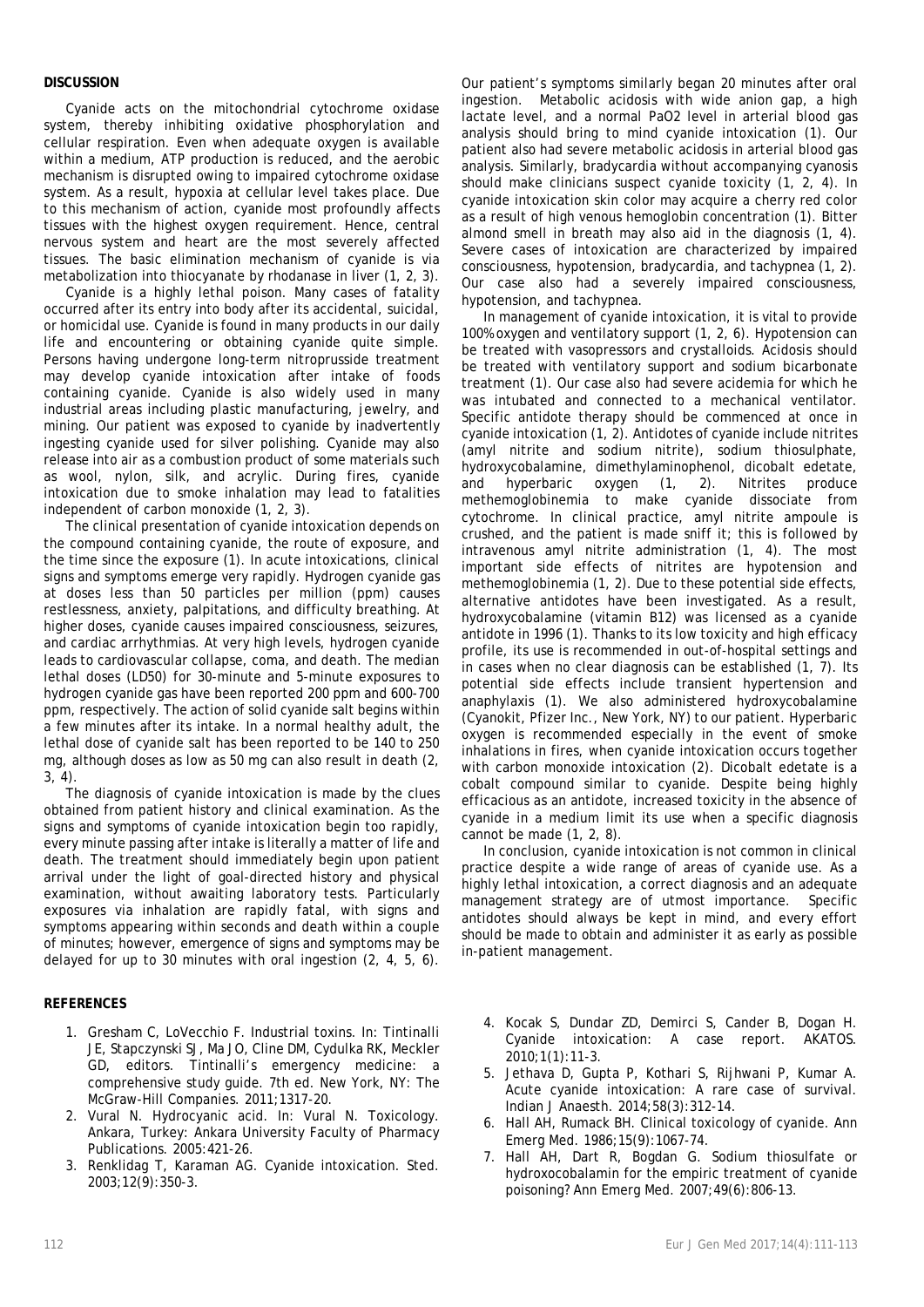## DISCUSSION

Cyanide acts on the mitochondrial cytochrome oxidase system, thereby inhibiting oxidative phosphorylation and cellular respiration. Even when adequate oxygen is available within a medium, ATP production is reduced, and the aerobic mechanism is disrupted owing to impaired cytochrome oxidase system. As a result, hypoxia at cellular level takes place. Due to this mechanism of action, cyanide most profoundly affects tissues with the highest oxygen requirement. Hence, central nervous system and heart are the most severely affected tissues. The basic elimination mechanism of cyanide is via metabolization into thiocyanate by rhodanase in liver (1, 2, 3).

Cyanide is a highly lethal poison. Many cases of fatality occurred after its entry into body after its accidental, suicidal, or homicidal use. Cyanide is found in many products in our daily life and encountering or obtaining cyanide quite simple. Persons having undergone long-term nitroprusside treatment may develop cyanide intoxication after intake of foods containing cyanide. Cyanide is also widely used in many industrial areas including plastic manufacturing, jewelry, and mining. Our patient was exposed to cyanide by inadvertently ingesting cyanide used for silver polishing. Cyanide may also release into air as a combustion product of some materials such as wool, nylon, silk, and acrylic. During fires, cyanide intoxication due to smoke inhalation may lead to fatalities independent of carbon monoxide (1, 2, 3).

The clinical presentation of cyanide intoxication depends on the compound containing cyanide, the route of exposure, and the time since the exposure (1). In acute intoxications, clinical signs and symptoms emerge very rapidly. Hydrogen cyanide gas at doses less than 50 particles per million (ppm) causes restlessness, anxiety, palpitations, and difficulty breathing. At higher doses, cyanide causes impaired consciousness, seizures, and cardiac arrhythmias. At very high levels, hydrogen cyanide leads to cardiovascular collapse, coma, and death. The median lethal doses (LD50) for 30-minute and 5-minute exposures to hydrogen cyanide gas have been reported 200 ppm and 600-700 ppm, respectively. The action of solid cyanide salt begins within a few minutes after its intake. In a normal healthy adult, the lethal dose of cyanide salt has been reported to be 140 to 250 mg, although doses as low as 50 mg can also result in death (2, 3, 4).

The diagnosis of cyanide intoxication is made by the clues obtained from patient history and clinical examination. As the signs and symptoms of cyanide intoxication begin too rapidly, every minute passing after intake is literally a matter of life and death. The treatment should immediately begin upon patient arrival under the light of goal-directed history and physical examination, without awaiting laboratory tests. Particularly exposures via inhalation are rapidly fatal, with signs and symptoms appearing within seconds and death within a couple of minutes; however, emergence of signs and symptoms may be delayed for up to 30 minutes with oral ingestion (2, 4, 5, 6). Our patient's symptoms similarly began 20 minutes after oral ingestion. Metabolic acidosis with wide anion gap, a high lactate level, and a normal PaO2 level in arterial blood gas analysis should bring to mind cyanide intoxication (1). Our patient also had severe metabolic acidosis in arterial blood gas analysis. Similarly, bradycardia without accompanying cyanosis should make clinicians suspect cyanide toxicity (1, 2, 4). In cyanide intoxication skin color may acquire a cherry red color as a result of high venous hemoglobin concentration (1). Bitter almond smell in breath may also aid in the diagnosis (1, 4). Severe cases of intoxication are characterized by impaired consciousness, hypotension, bradycardia, and tachypnea (1, 2). Our case also had a severely impaired consciousness, hypotension, and tachypnea.

In management of cyanide intoxication, it is vital to provide 100% oxygen and ventilatory support (1, 2, 6). Hypotension can be treated with vasopressors and crystalloids. Acidosis should be treated with ventilatory support and sodium bicarbonate treatment (1). Our case also had severe acidemia for which he was intubated and connected to a mechanical ventilator. Specific antidote therapy should be commenced at once in cyanide intoxication (1, 2). Antidotes of cyanide include nitrites (amyl nitrite and sodium nitrite), sodium thiosulphate, hydroxycobalamine, dimethylaminophenol, dicobalt edetate, and hyperbaric oxygen (1, 2). Nitrites produce methemoglobinemia to make cyanide dissociate from cytochrome. In clinical practice, amyl nitrite ampoule is crushed, and the patient is made sniff it; this is followed by intravenous amyl nitrite administration (1, 4). The most important side effects of nitrites are hypotension and methemoglobinemia (1, 2). Due to these potential side effects, alternative antidotes have been investigated. As a result, hydroxycobalamine (vitamin B12) was licensed as a cyanide antidote in 1996 (1). Thanks to its low toxicity and high efficacy profile, its use is recommended in out-of-hospital settings and in cases when no clear diagnosis can be established (1, 7). Its potential side effects include transient hypertension and anaphylaxis (1). We also administered hydroxycobalamine (Cyanokit, Pfizer Inc., New York, NY) to our patient. Hyperbaric oxygen is recommended especially in the event of smoke inhalations in fires, when cyanide intoxication occurs together with carbon monoxide intoxication (2). Dicobalt edetate is a cobalt compound similar to cyanide. Despite being highly efficacious as an antidote, increased toxicity in the absence of cyanide in a medium limit its use when a specific diagnosis cannot be made (1, 2, 8).

In conclusion, cyanide intoxication is not common in clinical practice despite a wide range of areas of cyanide use. As a highly lethal intoxication, a correct diagnosis and an adequate management strategy are of utmost importance. Specific antidotes should always be kept in mind, and every effort should be made to obtain and administer it as early as possible in-patient management.

## REFERENCES

1. Gresham C, LoVecchio F. Industrial toxins. In: Tintinalli JE, Stapczynski SJ, Ma JO, Cline DM, Cydulka RK, Meckler GD, editors. Tintinalli's emergency medicine: a comprehensive study guide. 7th ed. New York, NY: The McGraw-Hill Companies. 2011;1317-20.
2. Vural N. Hydrocyanic acid. In: Vural N. Toxicology. Ankara, Turkey: Ankara University Faculty of Pharmacy Publications. 2005:421-26.
3. Renklidag T, Karaman AG. Cyanide intoxication. Sted. 2003;12(9):350-3.
4. Kocak S, Dundar ZD, Demirci S, Cander B, Dogan H. Cyanide intoxication: A case report. AKATOS. 2010;1(1):11-3.
5. Jethava D, Gupta P, Kothari S, Rijhwani P, Kumar A. Acute cyanide intoxication: A rare case of survival. Indian J Anaesth. 2014;58(3):312-14.
6. Hall AH, Rumack BH. Clinical toxicology of cyanide. Ann Emerg Med. 1986;15(9):1067-74.
7. Hall AH, Dart R, Bogdan G. Sodium thiosulfate or hydroxocobalamin for the empiric treatment of cyanide poisoning? Ann Emerg Med. 2007;49(6):806-13.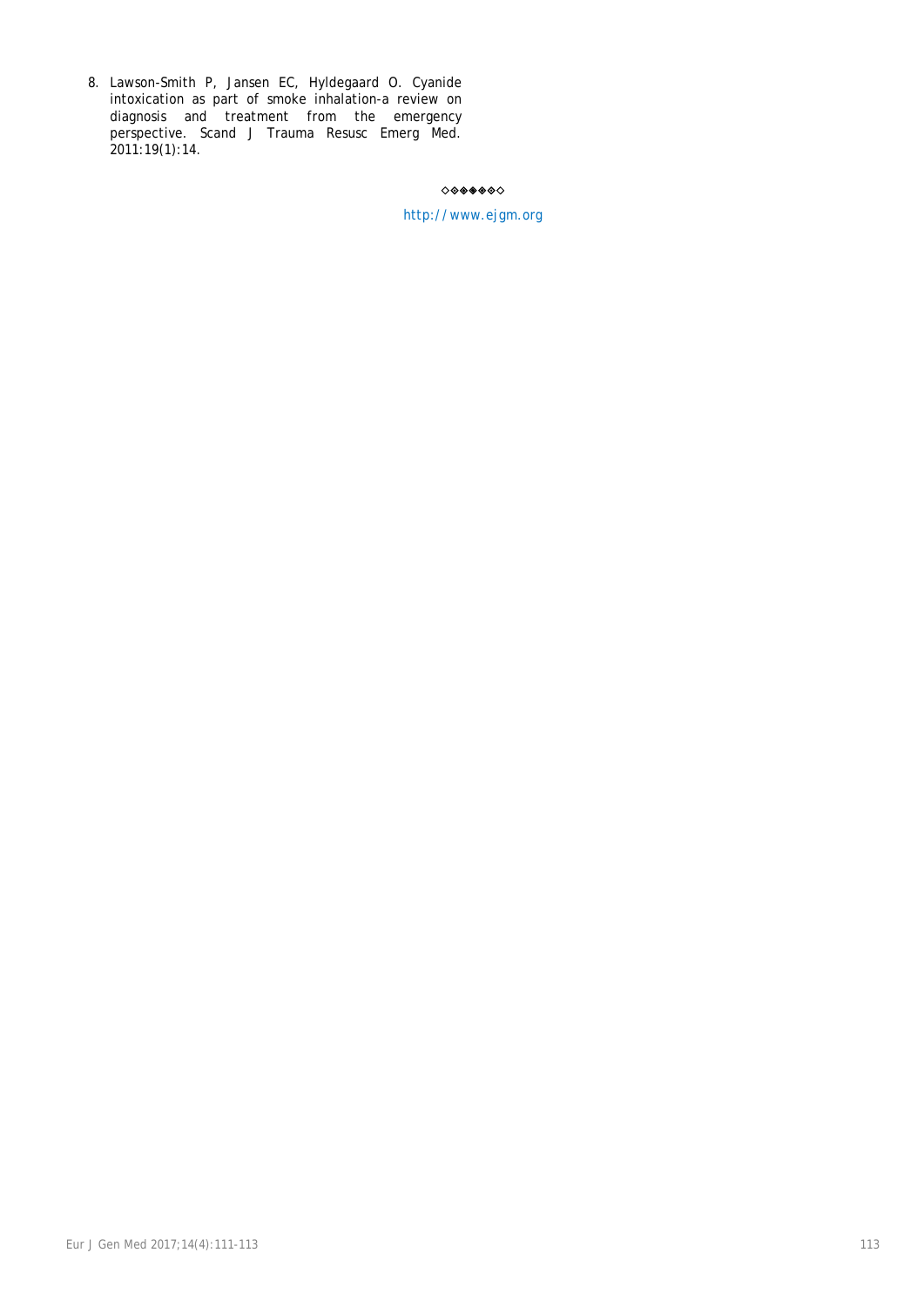8. Lawson-Smith P, Jansen EC, Hyldegaard O. Cyanide intoxication as part of smoke inhalation-a review on diagnosis and treatment from the emergency perspective. Scand J Trauma Resusc Emerg Med. 2011:19(1):14.

◇◈◈◈◈◈◇

http://www.ejgm.org